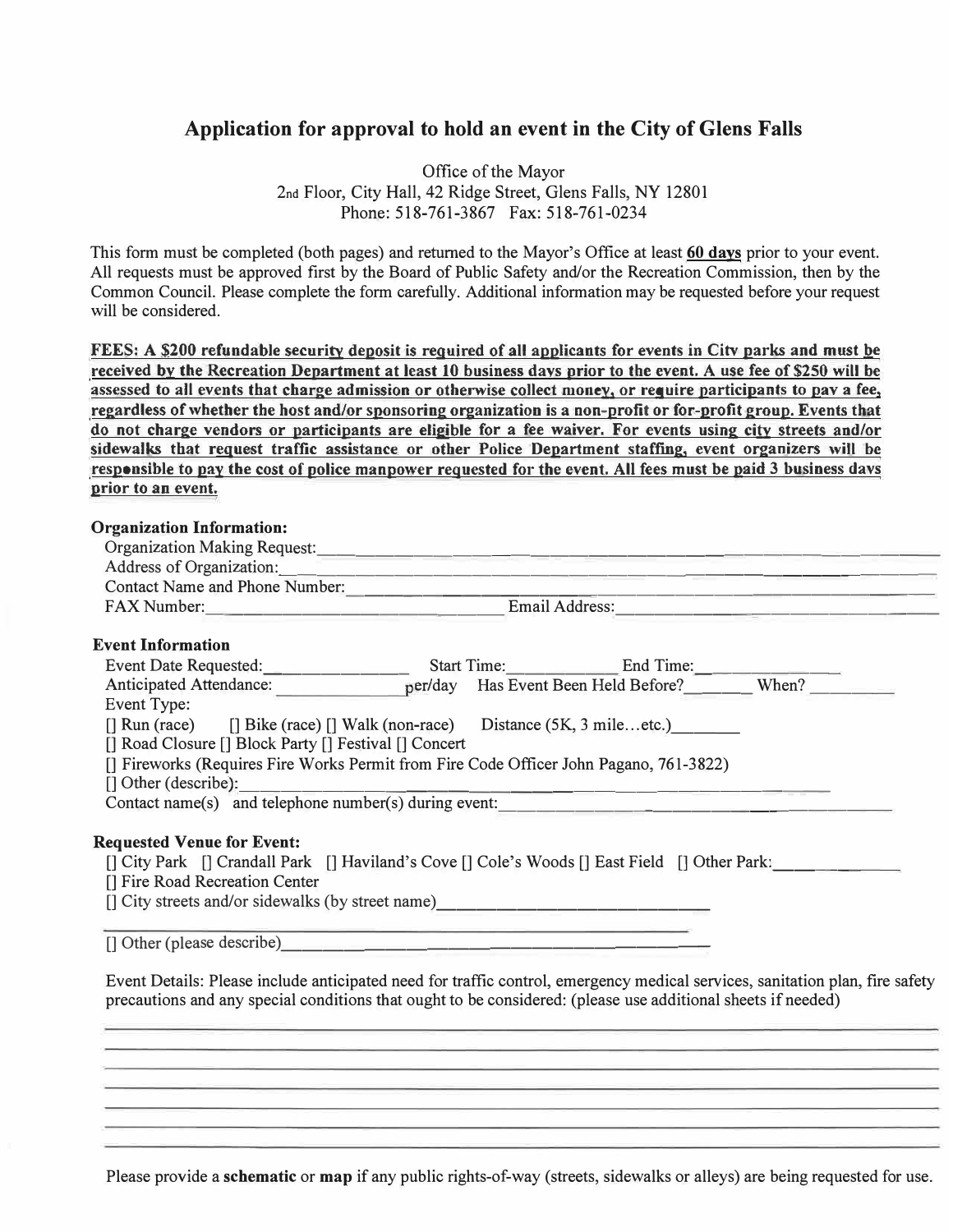# Application for approval to hold an event in the City of Glens Falls

Office of the Mayor
2nd Floor, City Hall, 42 Ridge Street, Glens Falls, NY 12801
Phone: 518-761-3867 Fax: 518-761-0234

This form must be completed (both pages) and returned to the Mayor's Office at least **60 days** prior to your event. All requests must be approved first by the Board of Public Safety and/or the Recreation Commission, then by the Common Council. Please complete the form carefully. Additional information may be requested before your request will be considered.

**FEES: A $200 refundable security deposit is required of all applicants for events in City parks and must be received by the Recreation Department at least 10 business days prior to the event. A use fee of $250 will be assessed to all events that charge admission or otherwise collect money, or require participants to pay a fee, regardless of whether the host and/or sponsoring organization is a non-profit or for-profit group. Events that do not charge vendors or participants are eligible for a fee waiver. For events using city streets and/or sidewalks that request traffic assistance or other Police Department staffing, event organizers will be responsible to pay the cost of police manpower requested for the event. All fees must be paid 3 business days prior to an event.**

### Organization Information:

Organization Making Request: ____________________

Address of Organization: ____________________

Contact Name and Phone Number: ____________________

FAX Number: ____________________ Email Address: ____________________

### Event Information

Event Date Requested: ____________ Start Time: ____________ End Time: ____________

Anticipated Attendance: ____________ per/day Has Event Been Held Before? ________ When? ________

Event Type:

[] Run (race) [] Bike (race) [] Walk (non-race) Distance (5K, 3 mile…etc.) ________

[] Road Closure [] Block Party [] Festival [] Concert

[] Fireworks (Requires Fire Works Permit from Fire Code Officer John Pagano, 761-3822)

[] Other (describe): ____________________

Contact name(s) and telephone number(s) during event: ____________________

### Requested Venue for Event:

[] City Park [] Crandall Park [] Haviland's Cove [] Cole's Woods [] East Field [] Other Park: ____________

[] Fire Road Recreation Center

[] City streets and/or sidewalks (by street name) ____________________

____________________

[] Other (please describe) ____________________

Event Details: Please include anticipated need for traffic control, emergency medical services, sanitation plan, fire safety precautions and any special conditions that ought to be considered: (please use additional sheets if needed)

____________________

____________________

____________________

____________________

____________________

____________________

Please provide a **schematic** or **map** if any public rights-of-way (streets, sidewalks or alleys) are being requested for use.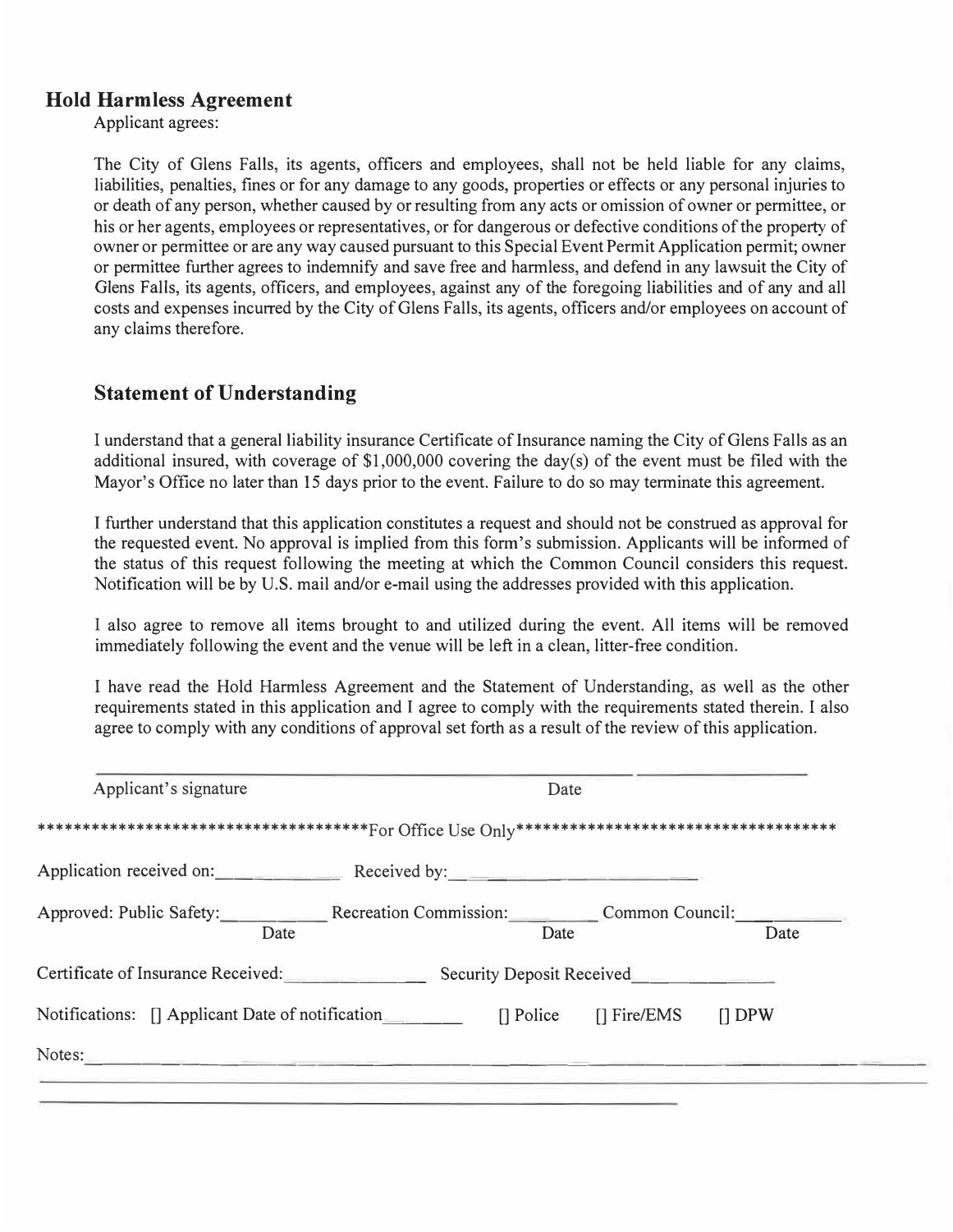## Hold Harmless Agreement

Applicant agrees:

The City of Glens Falls, its agents, officers and employees, shall not be held liable for any claims, liabilities, penalties, fines or for any damage to any goods, properties or effects or any personal injuries to or death of any person, whether caused by or resulting from any acts or omission of owner or permittee, or his or her agents, employees or representatives, or for dangerous or defective conditions of the property of owner or permittee or are any way caused pursuant to this Special Event Permit Application permit; owner or permittee further agrees to indemnify and save free and harmless, and defend in any lawsuit the City of Glens Falls, its agents, officers, and employees, against any of the foregoing liabilities and of any and all costs and expenses incurred by the City of Glens Falls, its agents, officers and/or employees on account of any claims therefore.

## Statement of Understanding

I understand that a general liability insurance Certificate of Insurance naming the City of Glens Falls as an additional insured, with coverage of $1,000,000 covering the day(s) of the event must be filed with the Mayor's Office no later than 15 days prior to the event. Failure to do so may terminate this agreement.

I further understand that this application constitutes a request and should not be construed as approval for the requested event. No approval is implied from this form's submission. Applicants will be informed of the status of this request following the meeting at which the Common Council considers this request. Notification will be by U.S. mail and/or e-mail using the addresses provided with this application.

I also agree to remove all items brought to and utilized during the event. All items will be removed immediately following the event and the venue will be left in a clean, litter-free condition.

I have read the Hold Harmless Agreement and the Statement of Understanding, as well as the other requirements stated in this application and I agree to comply with the requirements stated therein. I also agree to comply with any conditions of approval set forth as a result of the review of this application.

\_\_\_\_\_\_\_\_\_\_\_\_\_\_\_\_\_\_\_\_\_\_\_\_\_\_\_\_\_\_\_\_\_\_\_\_\_\_\_\_\_\_\_\_\_\_ \_\_\_\_\_\_\_\_\_\_\_\_\_\_\_\_
Applicant's signature                                                     Date

*************************************For Office Use Only************************************

Application received on:\_\_\_\_\_\_\_\_\_\_\_\_ Received by:\_\_\_\_\_\_\_\_\_\_\_\_\_\_\_\_\_\_\_\_\_\_

Approved: Public Safety:\_\_\_\_\_\_\_\_\_\_ Recreation Commission:\_\_\_\_\_\_\_\_\_ Common Council:\_\_\_\_\_\_\_\_\_
Date                                             Date                                             Date

Certificate of Insurance Received:\_\_\_\_\_\_\_\_\_\_\_\_\_ Security Deposit Received\_\_\_\_\_\_\_\_\_\_\_\_\_

Notifications: [] Applicant Date of notification\_\_\_\_\_\_\_\_ [] Police [] Fire/EMS [] DPW

Notes:\_\_\_\_\_\_\_\_\_\_\_\_\_\_\_\_\_\_\_\_\_\_\_\_\_\_\_\_\_\_\_\_\_\_\_\_\_\_\_\_\_\_\_\_\_\_\_\_\_\_\_\_\_\_\_\_\_\_\_\_\_\_\_\_\_\_\_\_\_\_\_\_